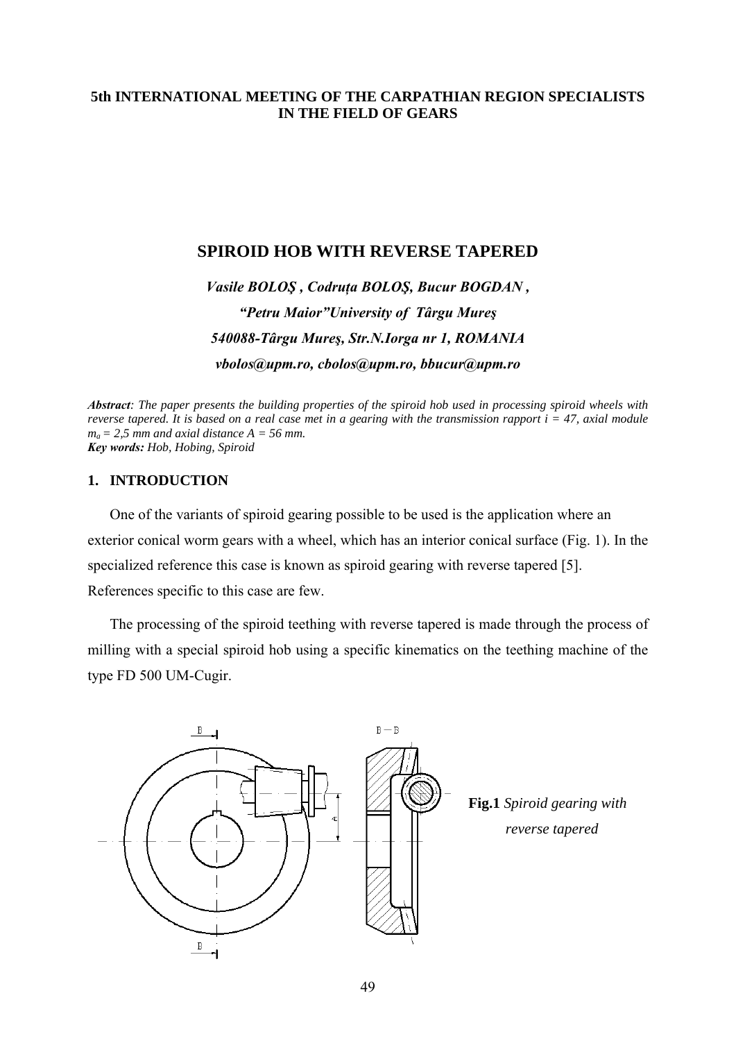**5th INTERNATIONAL MEETING OF THE CARPATHIAN REGION SPECIALISTS IN THE FIELD OF GEARS**

# SPIROID HOB WITH REVERSE TAPERED

***Vasile BOLOŞ , Codruța BOLOŞ, Bucur BOGDAN ,***

***"Petru Maior"University of Târgu Mureş***

***540088-Târgu Mureş, Str.N.Iorga nr 1, ROMANIA***

***vbolos@upm.ro, cbolos@upm.ro, bbucur@upm.ro***

***Abstract**: The paper presents the building properties of the spiroid hob used in processing spiroid wheels with reverse tapered. It is based on a real case met in a gearing with the transmission rapport i = 47, axial module $m_a$ = 2,5 mm and axial distance A = 56 mm.*
***Key words:** Hob, Hobing, Spiroid*

## 1. INTRODUCTION

One of the variants of spiroid gearing possible to be used is the application where an exterior conical worm gears with a wheel, which has an interior conical surface (Fig. 1). In the specialized reference this case is known as spiroid gearing with reverse tapered [5]. References specific to this case are few.

The processing of the spiroid teething with reverse tapered is made through the process of milling with a special spiroid hob using a specific kinematics on the teething machine of the type FD 500 UM-Cugir.

**Fig.1** *Spiroid gearing with reverse tapered*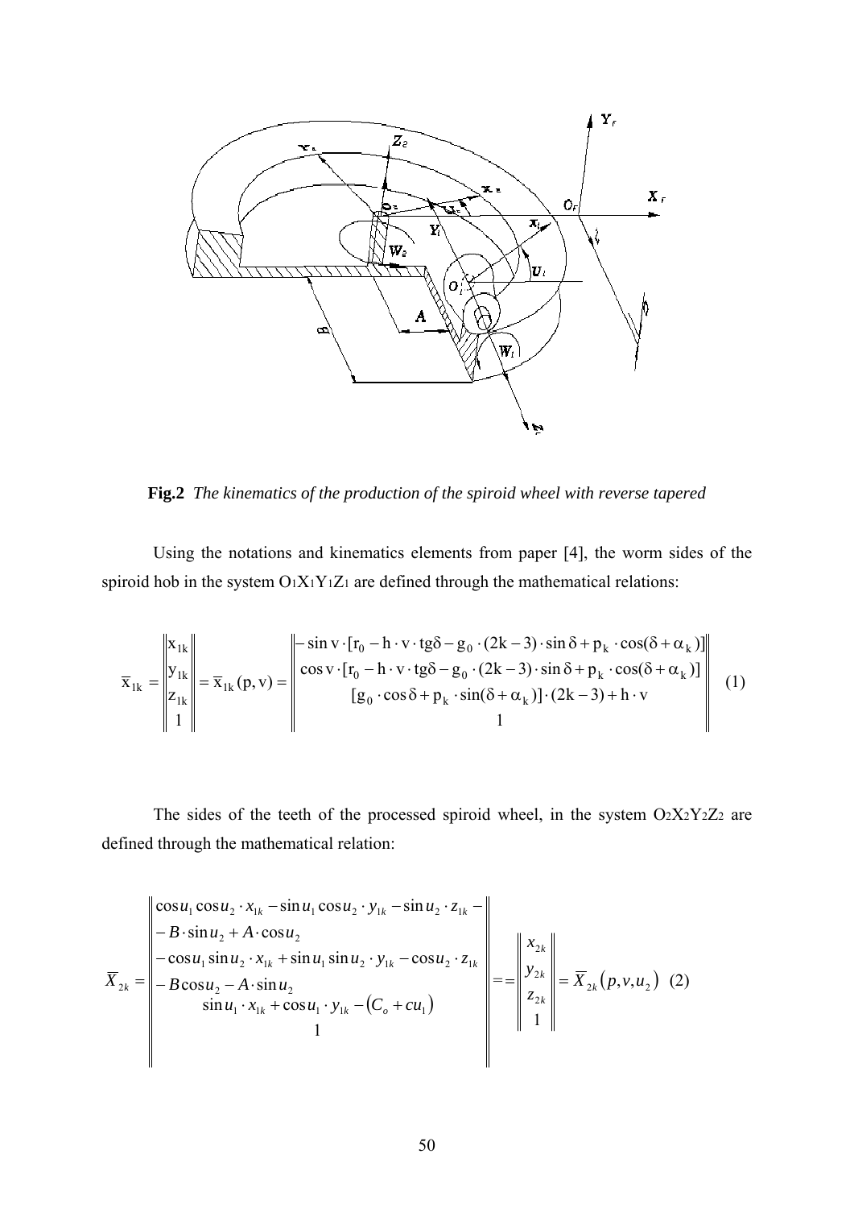**Fig.2** *The kinematics of the production of the spiroid wheel with reverse tapered*

Using the notations and kinematics elements from paper [4], the worm sides of the spiroid hob in the system $O_1X_1Y_1Z_1$ are defined through the mathematical relations:

$$\overline{x}_{1k} = \begin{Vmatrix} x_{1k} \\ y_{1k} \\ z_{1k} \\ 1 \end{Vmatrix} = \overline{x}_{1k}(p, v) = \begin{Vmatrix} -\sin v \cdot [r_0 - h \cdot v \cdot tg\delta - g_0 \cdot (2k-3) \cdot \sin\delta + p_k \cdot \cos(\delta + \alpha_k)] \\ \cos v \cdot [r_0 - h \cdot v \cdot tg\delta - g_0 \cdot (2k-3) \cdot \sin\delta + p_k \cdot \cos(\delta + \alpha_k)] \\ [g_0 \cdot \cos\delta + p_k \cdot \sin(\delta + \alpha_k)] \cdot (2k-3) + h \cdot v \\ 1 \end{Vmatrix} \quad (1)$$

The sides of the teeth of the processed spiroid wheel, in the system $O_2X_2Y_2Z_2$ are defined through the mathematical relation:

$$\overline{X}_{2k} = \begin{Vmatrix} \cos u_1 \cos u_2 \cdot x_{1k} - \sin u_1 \cos u_2 \cdot y_{1k} - \sin u_2 \cdot z_{1k} - \\ - B \cdot \sin u_2 + A \cdot \cos u_2 \\ - \cos u_1 \sin u_2 \cdot x_{1k} + \sin u_1 \sin u_2 \cdot y_{1k} - \cos u_2 \cdot z_{1k} \\ - B \cos u_2 - A \cdot \sin u_2 \\ \sin u_1 \cdot x_{1k} + \cos u_1 \cdot y_{1k} - (C_o + c u_1) \\ 1 \end{Vmatrix} = = \begin{Vmatrix} x_{2k} \\ y_{2k} \\ z_{2k} \\ 1 \end{Vmatrix} = \overline{X}_{2k}(p, v, u_2) \quad (2)$$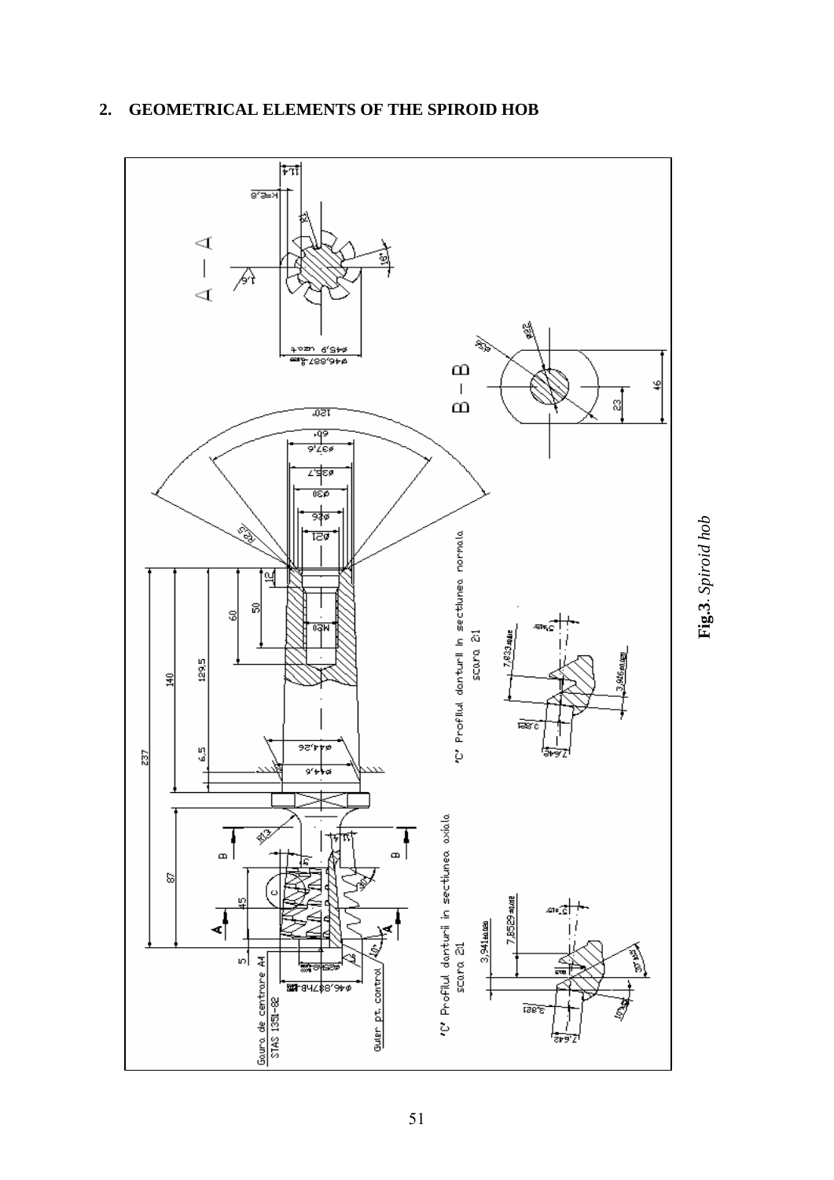## 2. GEOMETRICAL ELEMENTS OF THE SPIROID HOB

**Fig.3**. *Spiroid hob*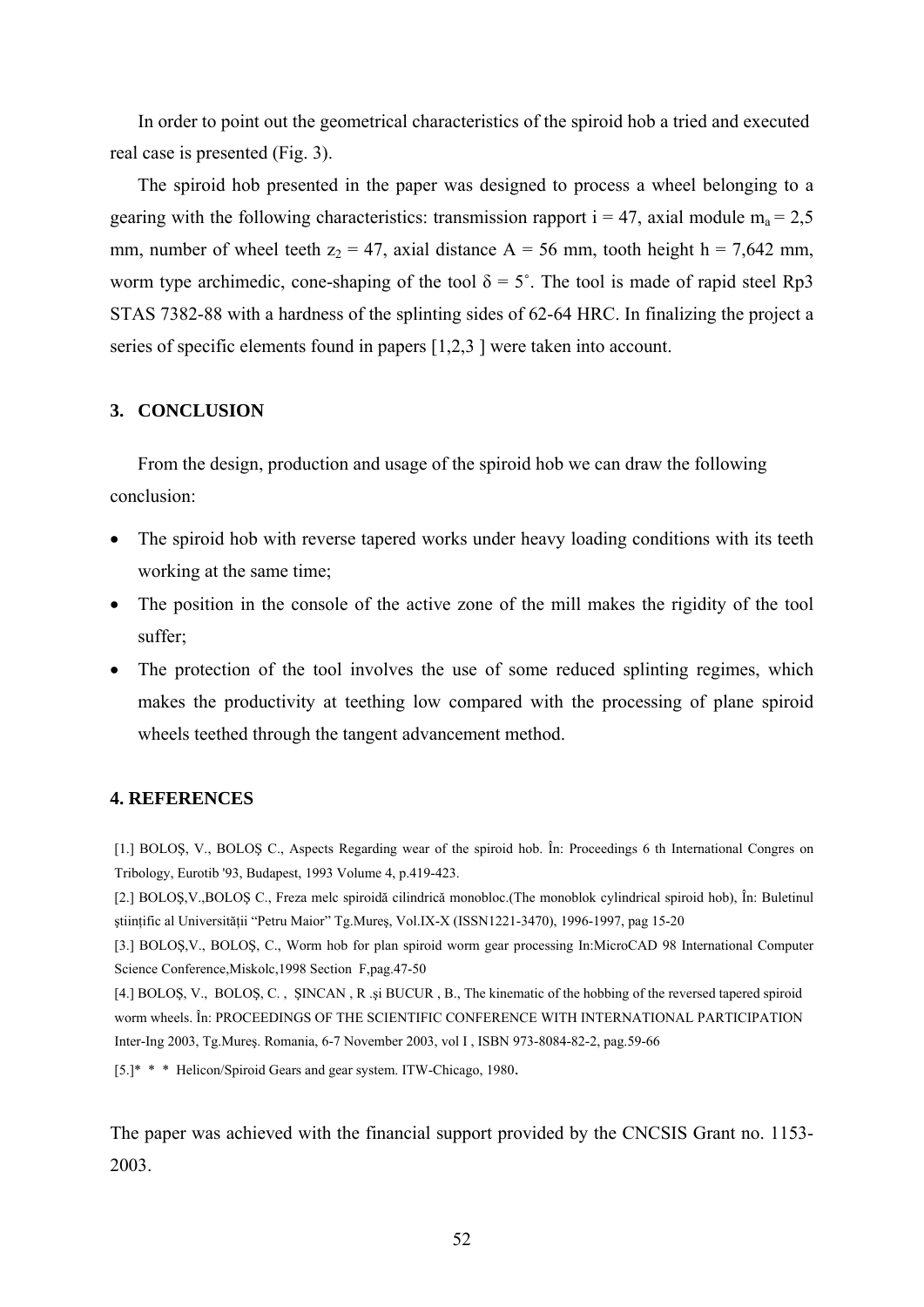In order to point out the geometrical characteristics of the spiroid hob a tried and executed real case is presented (Fig. 3).

The spiroid hob presented in the paper was designed to process a wheel belonging to a gearing with the following characteristics: transmission rapport i = 47, axial module $m_a = 2,5$ mm, number of wheel teeth $z_2 = 47$, axial distance A = 56 mm, tooth height h = 7,642 mm, worm type archimedic, cone-shaping of the tool $\delta = 5^{\circ}$. The tool is made of rapid steel Rp3 STAS 7382-88 with a hardness of the splinting sides of 62-64 HRC. In finalizing the project a series of specific elements found in papers [1,2,3 ] were taken into account.

## 3. CONCLUSION

From the design, production and usage of the spiroid hob we can draw the following conclusion:

- The spiroid hob with reverse tapered works under heavy loading conditions with its teeth working at the same time;
- The position in the console of the active zone of the mill makes the rigidity of the tool suffer;
- The protection of the tool involves the use of some reduced splinting regimes, which makes the productivity at teething low compared with the processing of plane spiroid wheels teethed through the tangent advancement method.

## 4. REFERENCES

[1.] BOLOŞ, V., BOLOŞ C., Aspects Regarding wear of the spiroid hob. În: Proceedings 6 th International Congres on Tribology, Eurotib '93, Budapest, 1993 Volume 4, p.419-423.

[2.] BOLOŞ,V.,BOLOŞ C., Freza melc spiroidă cilindrică monobloc.(The monoblok cylindrical spiroid hob), În: Buletinul ştiinţific al Universităţii "Petru Maior" Tg.Mureş, Vol.IX-X (ISSN1221-3470), 1996-1997, pag 15-20

[3.] BOLOŞ,V., BOLOŞ, C., Worm hob for plan spiroid worm gear processing In:MicroCAD 98 International Computer Science Conference,Miskolc,1998 Section F,pag.47-50

[4.] BOLOŞ, V., BOLOŞ, C. , ŞINCAN , R .şi BUCUR , B., The kinematic of the hobbing of the reversed tapered spiroid worm wheels. În: PROCEEDINGS OF THE SCIENTIFIC CONFERENCE WITH INTERNATIONAL PARTICIPATION Inter-Ing 2003, Tg.Mureş. Romania, 6-7 November 2003, vol I , ISBN 973-8084-82-2, pag.59-66

[5.]* * * Helicon/Spiroid Gears and gear system. ITW-Chicago, 1980.

The paper was achieved with the financial support provided by the CNCSIS Grant no. 1153-2003.